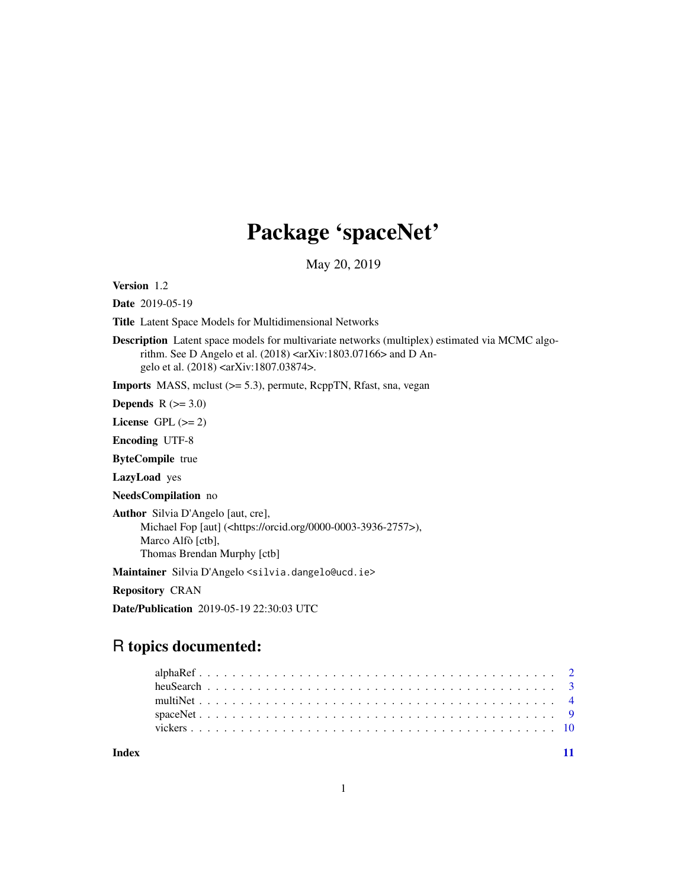# Package 'spaceNet'

May 20, 2019

**Version** 1.2

**Date** 2019-05-19

**Title** Latent Space Models for Multidimensional Networks

**Description** Latent space models for multivariate networks (multiplex) estimated via MCMC algorithm. See D Angelo et al. (2018) <arXiv:1803.07166> and D Angelo et al. (2018) <arXiv:1807.03874>.

**Imports** MASS, mclust (>= 5.3), permute, RcppTN, Rfast, sna, vegan

**Depends** R (>= 3.0)

**License** GPL (>= 2)

**Encoding** UTF-8

**ByteCompile** true

**LazyLoad** yes

**NeedsCompilation** no

**Author** Silvia D'Angelo [aut, cre],
Michael Fop [aut] (<https://orcid.org/0000-0003-3936-2757>),
Marco Alfò [ctb],
Thomas Brendan Murphy [ctb]

**Maintainer** Silvia D'Angelo <silvia.dangelo@ucd.ie>

**Repository** CRAN

**Date/Publication** 2019-05-19 22:30:03 UTC

## R topics documented:

| | |
|---|---|
| alphaRef | 2 |
| heuSearch | 3 |
| multiNet | 4 |
| spaceNet | 9 |
| vickers | 10 |
| **Index** | **11** |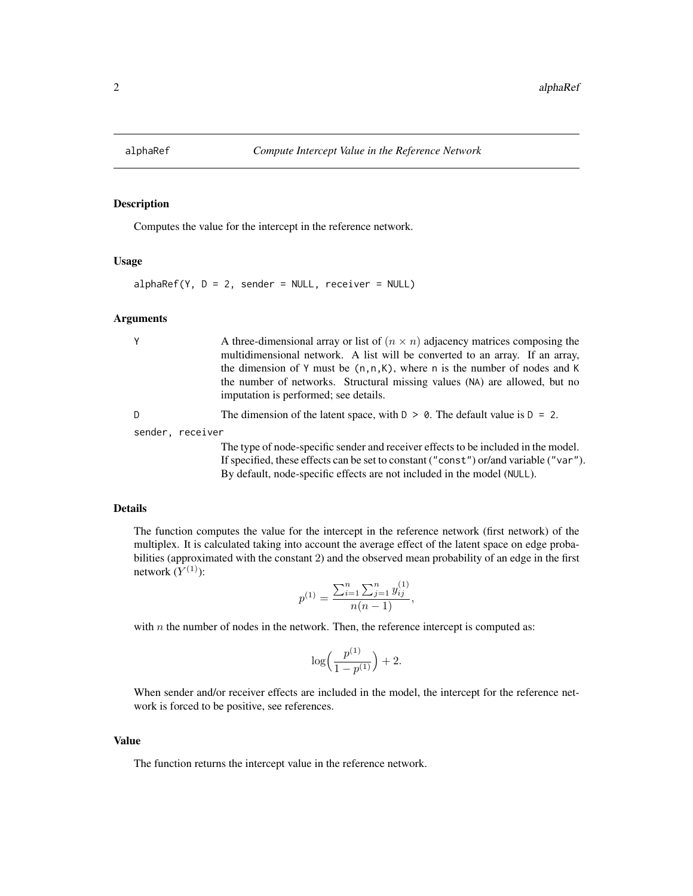# alphaRef — *Compute Intercept Value in the Reference Network*

## Description

Computes the value for the intercept in the reference network.

## Usage

```
alphaRef(Y, D = 2, sender = NULL, receiver = NULL)
```

## Arguments

- `Y` — A three-dimensional array or list of $(n \times n)$ adjacency matrices composing the multidimensional network. A list will be converted to an array. If an array, the dimension of `Y` must be `(n,n,K)`, where `n` is the number of nodes and `K` the number of networks. Structural missing values (`NA`) are allowed, but no imputation is performed; see details.
- `D` — The dimension of the latent space, with `D > 0`. The default value is `D = 2`.
- `sender, receiver` — The type of node-specific sender and receiver effects to be included in the model. If specified, these effects can be set to constant (`"const"`) or/and variable (`"var"`). By default, node-specific effects are not included in the model (`NULL`).

## Details

The function computes the value for the intercept in the reference network (first network) of the multiplex. It is calculated taking into account the average effect of the latent space on edge probabilities (approximated with the constant 2) and the observed mean probability of an edge in the first network ($Y^{(1)}$):

$$p^{(1)} = \frac{\sum_{i=1}^{n} \sum_{j=1}^{n} y_{ij}^{(1)}}{n(n-1)},$$

with $n$ the number of nodes in the network. Then, the reference intercept is computed as:

$$\log\Big(\frac{p^{(1)}}{1-p^{(1)}}\Big) + 2.$$

When sender and/or receiver effects are included in the model, the intercept for the reference network is forced to be positive, see references.

## Value

The function returns the intercept value in the reference network.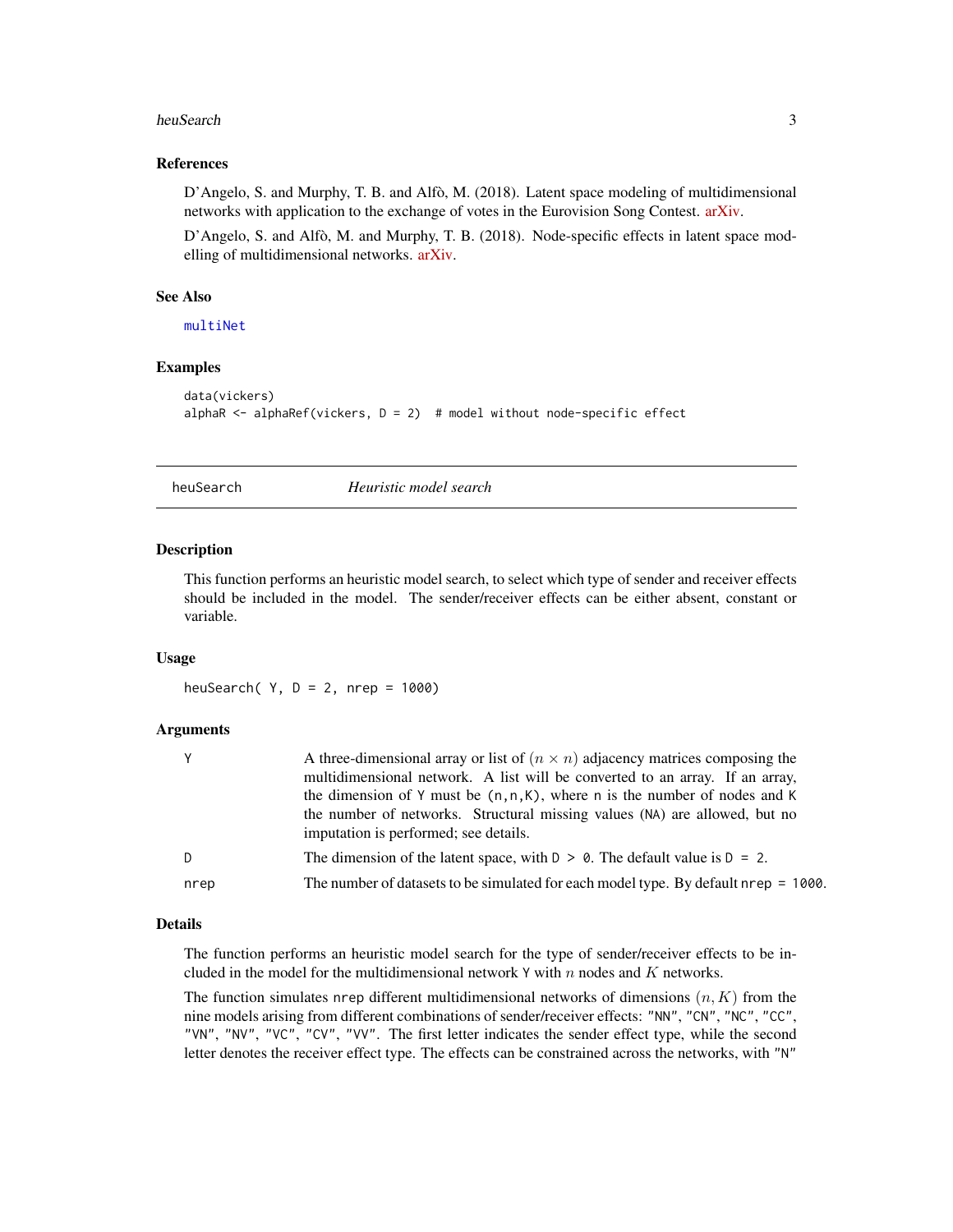### References

D'Angelo, S. and Murphy, T. B. and Alfò, M. (2018). Latent space modeling of multidimensional networks with application to the exchange of votes in the Eurovision Song Contest. arXiv.

D'Angelo, S. and Alfò, M. and Murphy, T. B. (2018). Node-specific effects in latent space modelling of multidimensional networks. arXiv.

### See Also

multiNet

### Examples

```
data(vickers)
alphaR <- alphaRef(vickers, D = 2)  # model without node-specific effect
```

---

## heuSearch *Heuristic model search*

### Description

This function performs an heuristic model search, to select which type of sender and receiver effects should be included in the model. The sender/receiver effects can be either absent, constant or variable.

### Usage

```
heuSearch( Y, D = 2, nrep = 1000)
```

### Arguments

| | |
|---|---|
| Y | A three-dimensional array or list of $(n \times n)$ adjacency matrices composing the multidimensional network. A list will be converted to an array. If an array, the dimension of Y must be (n,n,K), where n is the number of nodes and K the number of networks. Structural missing values (NA) are allowed, but no imputation is performed; see details. |
| D | The dimension of the latent space, with D > 0. The default value is D = 2. |
| nrep | The number of datasets to be simulated for each model type. By default nrep = 1000. |

### Details

The function performs an heuristic model search for the type of sender/receiver effects to be included in the model for the multidimensional network Y with $n$ nodes and $K$ networks.

The function simulates nrep different multidimensional networks of dimensions $(n, K)$ from the nine models arising from different combinations of sender/receiver effects: "NN", "CN", "NC", "CC", "VN", "NV", "VC", "CV", "VV". The first letter indicates the sender effect type, while the second letter denotes the receiver effect type. The effects can be constrained across the networks, with "N"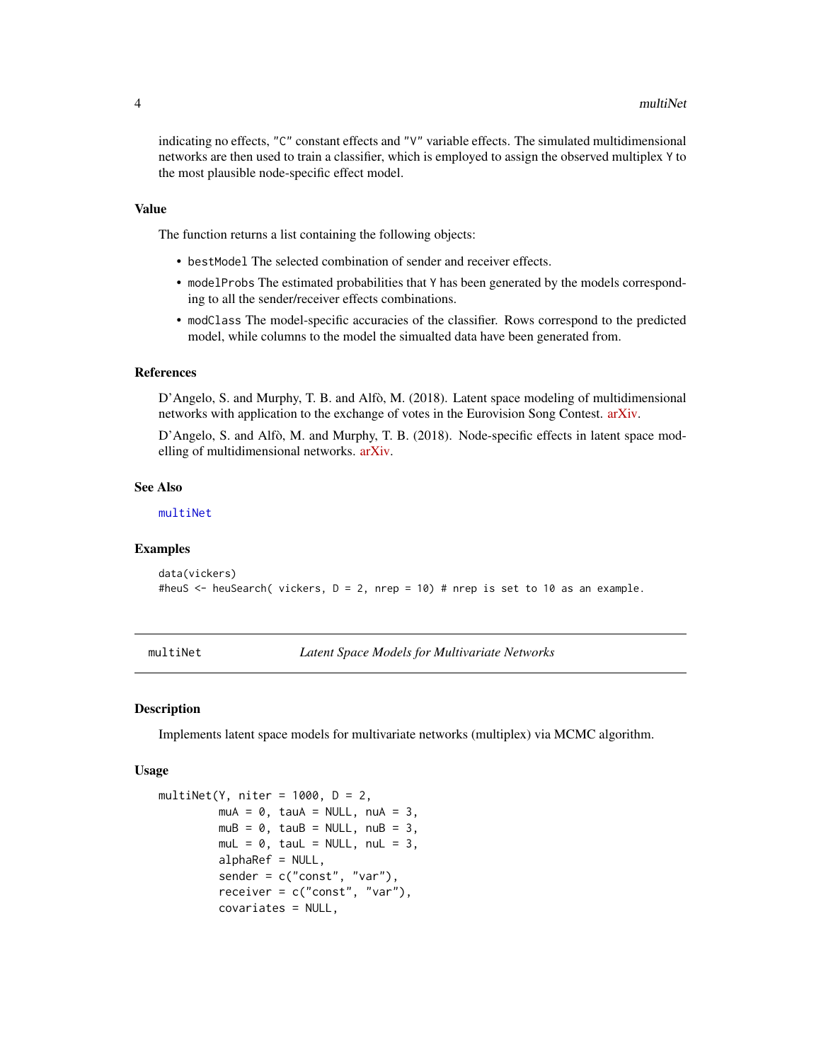indicating no effects, `"C"` constant effects and `"V"` variable effects. The simulated multidimensional networks are then used to train a classifier, which is employed to assign the observed multiplex `Y` to the most plausible node-specific effect model.

### Value

The function returns a list containing the following objects:

- `bestModel` The selected combination of sender and receiver effects.
- `modelProbs` The estimated probabilities that `Y` has been generated by the models corresponding to all the sender/receiver effects combinations.
- `modClass` The model-specific accuracies of the classifier. Rows correspond to the predicted model, while columns to the model the simualted data have been generated from.

### References

D'Angelo, S. and Murphy, T. B. and Alfò, M. (2018). Latent space modeling of multidimensional networks with application to the exchange of votes in the Eurovision Song Contest. arXiv.

D'Angelo, S. and Alfò, M. and Murphy, T. B. (2018). Node-specific effects in latent space modelling of multidimensional networks. arXiv.

### See Also

`multiNet`

### Examples

```
data(vickers)
#heuS <- heuSearch( vickers, D = 2, nrep = 10) # nrep is set to 10 as an example.
```

---

## multiNet — *Latent Space Models for Multivariate Networks*

### Description

Implements latent space models for multivariate networks (multiplex) via MCMC algorithm.

### Usage

```
multiNet(Y, niter = 1000, D = 2,
         muA = 0, tauA = NULL, nuA = 3,
         muB = 0, tauB = NULL, nuB = 3,
         muL = 0, tauL = NULL, nuL = 3,
         alphaRef = NULL,
         sender = c("const", "var"),
         receiver = c("const", "var"),
         covariates = NULL,
```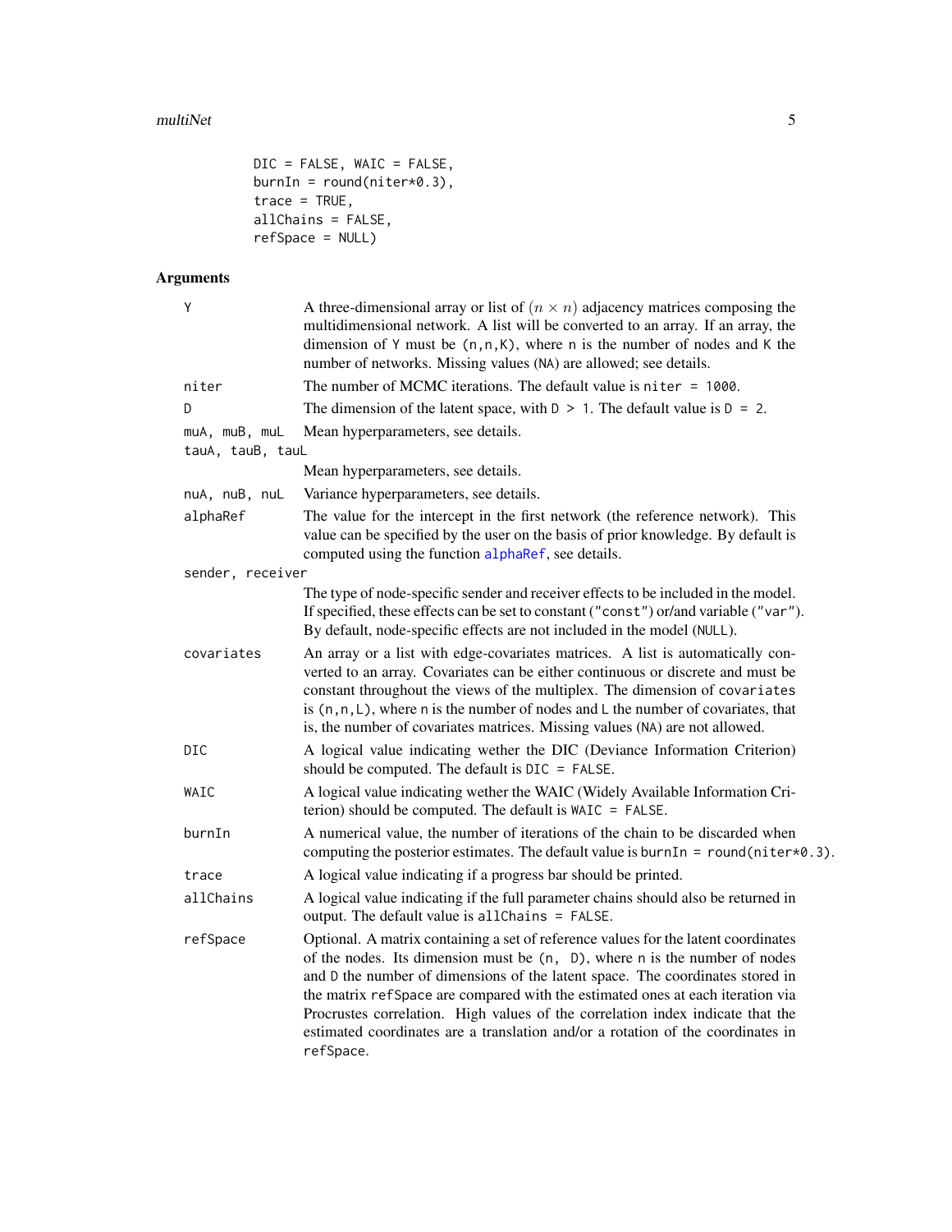```
        DIC = FALSE, WAIC = FALSE,
        burnIn = round(niter*0.3),
        trace = TRUE,
        allChains = FALSE,
        refSpace = NULL)
```

## Arguments

| Argument | Description |
|---|---|
| `Y` | A three-dimensional array or list of $(n \times n)$ adjacency matrices composing the multidimensional network. A list will be converted to an array. If an array, the dimension of `Y` must be `(n,n,K)`, where `n` is the number of nodes and `K` the number of networks. Missing values (`NA`) are allowed; see details. |
| `niter` | The number of MCMC iterations. The default value is `niter = 1000`. |
| `D` | The dimension of the latent space, with `D > 1`. The default value is `D = 2`. |
| `muA, muB, muL` | Mean hyperparameters, see details. |
| `tauA, tauB, tauL` | Mean hyperparameters, see details. |
| `nuA, nuB, nuL` | Variance hyperparameters, see details. |
| `alphaRef` | The value for the intercept in the first network (the reference network). This value can be specified by the user on the basis of prior knowledge. By default is computed using the function `alphaRef`, see details. |
| `sender, receiver` | The type of node-specific sender and receiver effects to be included in the model. If specified, these effects can be set to constant (`"const"`) or/and variable (`"var"`). By default, node-specific effects are not included in the model (`NULL`). |
| `covariates` | An array or a list with edge-covariates matrices. A list is automatically converted to an array. Covariates can be either continuous or discrete and must be constant throughout the views of the multiplex. The dimension of `covariates` is `(n,n,L)`, where `n` is the number of nodes and `L` the number of covariates, that is, the number of covariates matrices. Missing values (`NA`) are not allowed. |
| `DIC` | A logical value indicating wether the DIC (Deviance Information Criterion) should be computed. The default is `DIC = FALSE`. |
| `WAIC` | A logical value indicating wether the WAIC (Widely Available Information Criterion) should be computed. The default is `WAIC = FALSE`. |
| `burnIn` | A numerical value, the number of iterations of the chain to be discarded when computing the posterior estimates. The default value is `burnIn = round(niter*0.3)`. |
| `trace` | A logical value indicating if a progress bar should be printed. |
| `allChains` | A logical value indicating if the full parameter chains should also be returned in output. The default value is `allChains = FALSE`. |
| `refSpace` | Optional. A matrix containing a set of reference values for the latent coordinates of the nodes. Its dimension must be `(n, D)`, where `n` is the number of nodes and `D` the number of dimensions of the latent space. The coordinates stored in the matrix `refSpace` are compared with the estimated ones at each iteration via Procrustes correlation. High values of the correlation index indicate that the estimated coordinates are a translation and/or a rotation of the coordinates in `refSpace`. |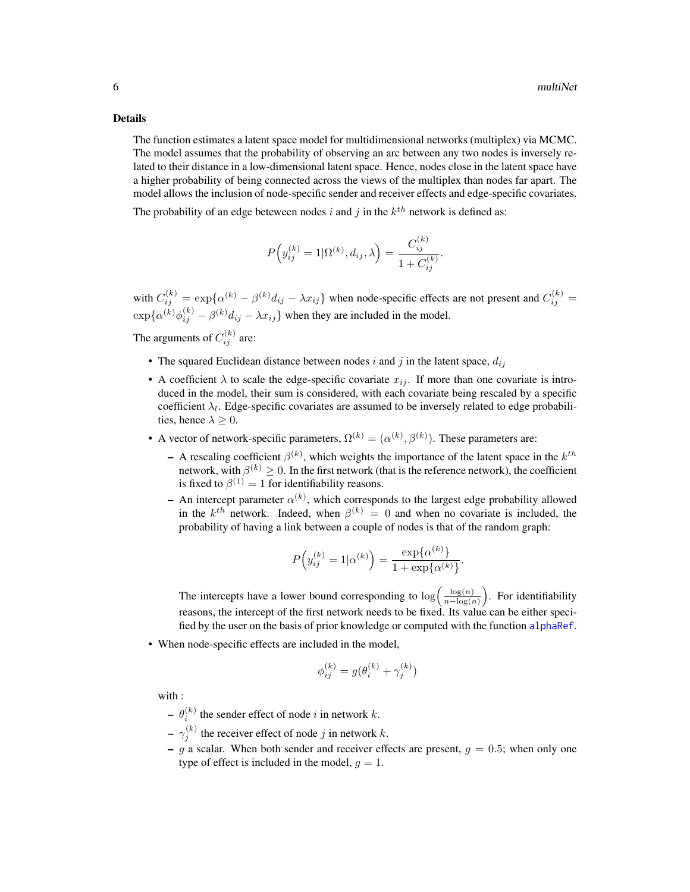## Details

The function estimates a latent space model for multidimensional networks (multiplex) via MCMC. The model assumes that the probability of observing an arc between any two nodes is inversely related to their distance in a low-dimensional latent space. Hence, nodes close in the latent space have a higher probability of being connected across the views of the multiplex than nodes far apart. The model allows the inclusion of node-specific sender and receiver effects and edge-specific covariates.

The probability of an edge beteween nodes $i$ and $j$ in the $k^{th}$ network is defined as:

$$P\left(y_{ij}^{(k)} = 1 | \Omega^{(k)}, d_{ij}, \lambda\right) = \frac{C_{ij}^{(k)}}{1 + C_{ij}^{(k)}}.$$

with $C_{ij}^{(k)} = \exp\{\alpha^{(k)} - \beta^{(k)} d_{ij} - \lambda x_{ij}\}$ when node-specific effects are not present and $C_{ij}^{(k)} = \exp\{\alpha^{(k)} \phi_{ij}^{(k)} - \beta^{(k)} d_{ij} - \lambda x_{ij}\}$ when they are included in the model.

The arguments of $C_{ij}^{(k)}$ are:

- The squared Euclidean distance between nodes $i$ and $j$ in the latent space, $d_{ij}$
- A coefficient $\lambda$ to scale the edge-specific covariate $x_{ij}$. If more than one covariate is introduced in the model, their sum is considered, with each covariate being rescaled by a specific coefficient $\lambda_l$. Edge-specific covariates are assumed to be inversely related to edge probabilities, hence $\lambda \geq 0$.
- A vector of network-specific parameters, $\Omega^{(k)} = (\alpha^{(k)}, \beta^{(k)})$. These parameters are:
  - A rescaling coefficient $\beta^{(k)}$, which weights the importance of the latent space in the $k^{th}$ network, with $\beta^{(k)} \geq 0$. In the first network (that is the reference network), the coefficient is fixed to $\beta^{(1)} = 1$ for identifiability reasons.
  - An intercept parameter $\alpha^{(k)}$, which corresponds to the largest edge probability allowed in the $k^{th}$ network. Indeed, when $\beta^{(k)} = 0$ and when no covariate is included, the probability of having a link between a couple of nodes is that of the random graph:

    $$P\left(y_{ij}^{(k)} = 1 | \alpha^{(k)}\right) = \frac{\exp\{\alpha^{(k)}\}}{1 + \exp\{\alpha^{(k)}\}}.$$

    The intercepts have a lower bound corresponding to $\log\left(\frac{\log(n)}{n - \log(n)}\right)$. For identifiability reasons, the intercept of the first network needs to be fixed. Its value can be either specified by the user on the basis of prior knowledge or computed with the function alphaRef.
- When node-specific effects are included in the model,

  $$\phi_{ij}^{(k)} = g(\theta_i^{(k)} + \gamma_j^{(k)})$$

  with :
  - $\theta_i^{(k)}$ the sender effect of node $i$ in network $k$.
  - $\gamma_j^{(k)}$ the receiver effect of node $j$ in network $k$.
  - $g$ a scalar. When both sender and receiver effects are present, $g = 0.5$; when only one type of effect is included in the model, $g = 1$.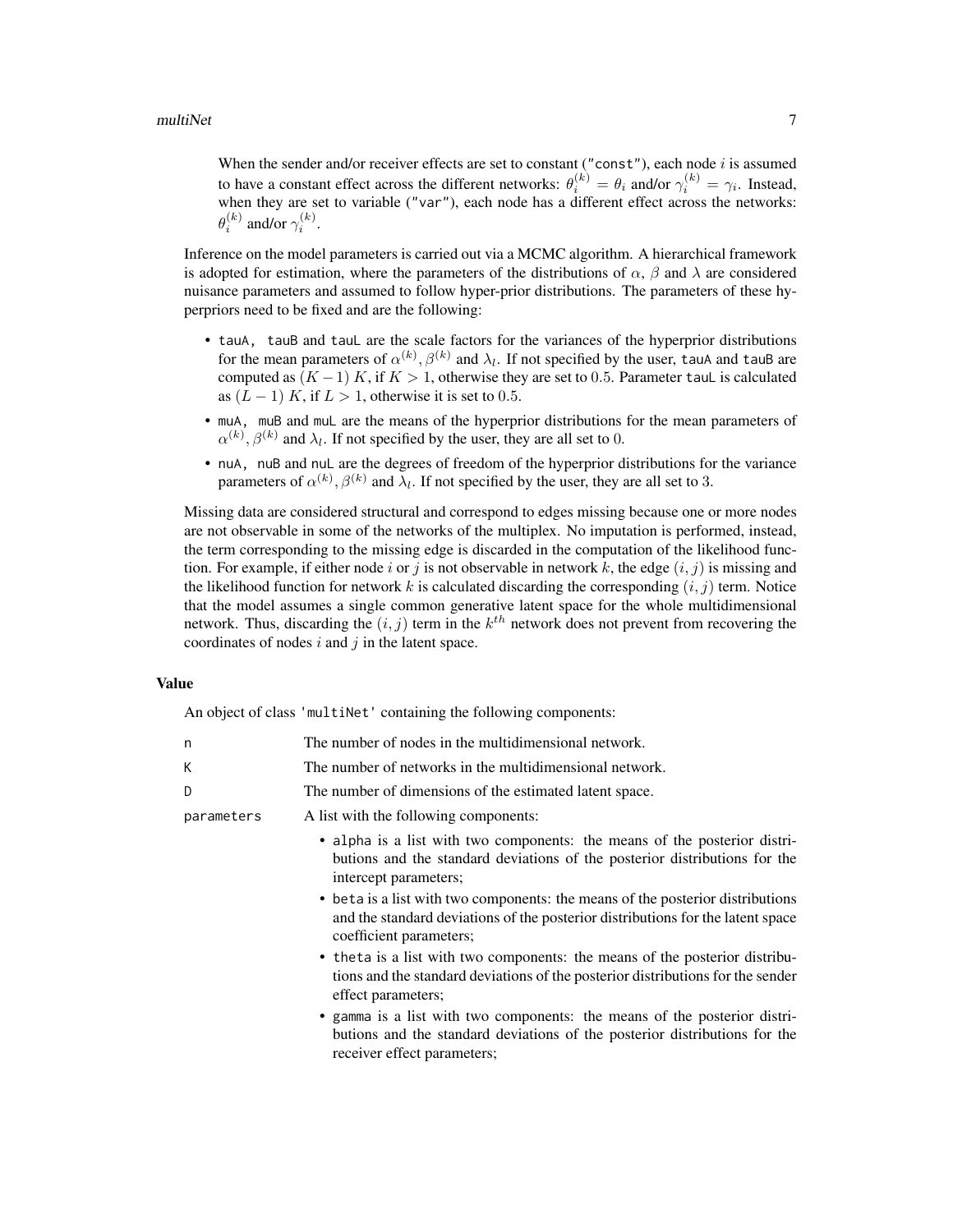When the sender and/or receiver effects are set to constant (`"const"`), each node $i$ is assumed to have a constant effect across the different networks: $\theta_i^{(k)} = \theta_i$ and/or $\gamma_i^{(k)} = \gamma_i$. Instead, when they are set to variable (`"var"`), each node has a different effect across the networks: $\theta_i^{(k)}$ and/or $\gamma_i^{(k)}$.

Inference on the model parameters is carried out via a MCMC algorithm. A hierarchical framework is adopted for estimation, where the parameters of the distributions of $\alpha$, $\beta$ and $\lambda$ are considered nuisance parameters and assumed to follow hyper-prior distributions. The parameters of these hyperpriors need to be fixed and are the following:

- `tauA`, `tauB` and `tauL` are the scale factors for the variances of the hyperprior distributions for the mean parameters of $\alpha^{(k)}, \beta^{(k)}$ and $\lambda_l$. If not specified by the user, `tauA` and `tauB` are computed as $(K-1)\,K$, if $K > 1$, otherwise they are set to $0.5$. Parameter `tauL` is calculated as $(L-1)\,K$, if $L > 1$, otherwise it is set to $0.5$.
- `muA`, `muB` and `muL` are the means of the hyperprior distributions for the mean parameters of $\alpha^{(k)}, \beta^{(k)}$ and $\lambda_l$. If not specified by the user, they are all set to $0$.
- `nuA`, `nuB` and `nuL` are the degrees of freedom of the hyperprior distributions for the variance parameters of $\alpha^{(k)}, \beta^{(k)}$ and $\lambda_l$. If not specified by the user, they are all set to $3$.

Missing data are considered structural and correspond to edges missing because one or more nodes are not observable in some of the networks of the multiplex. No imputation is performed, instead, the term corresponding to the missing edge is discarded in the computation of the likelihood function. For example, if either node $i$ or $j$ is not observable in network $k$, the edge $(i, j)$ is missing and the likelihood function for network $k$ is calculated discarding the corresponding $(i, j)$ term. Notice that the model assumes a single common generative latent space for the whole multidimensional network. Thus, discarding the $(i, j)$ term in the $k^{th}$ network does not prevent from recovering the coordinates of nodes $i$ and $j$ in the latent space.

### Value

An object of class `'multiNet'` containing the following components:

| | |
|---|---|
| `n` | The number of nodes in the multidimensional network. |
| `K` | The number of networks in the multidimensional network. |
| `D` | The number of dimensions of the estimated latent space. |
| `parameters` | A list with the following components: |

- `alpha` is a list with two components: the means of the posterior distributions and the standard deviations of the posterior distributions for the intercept parameters;
- `beta` is a list with two components: the means of the posterior distributions and the standard deviations of the posterior distributions for the latent space coefficient parameters;
- `theta` is a list with two components: the means of the posterior distributions and the standard deviations of the posterior distributions for the sender effect parameters;
- `gamma` is a list with two components: the means of the posterior distributions and the standard deviations of the posterior distributions for the receiver effect parameters;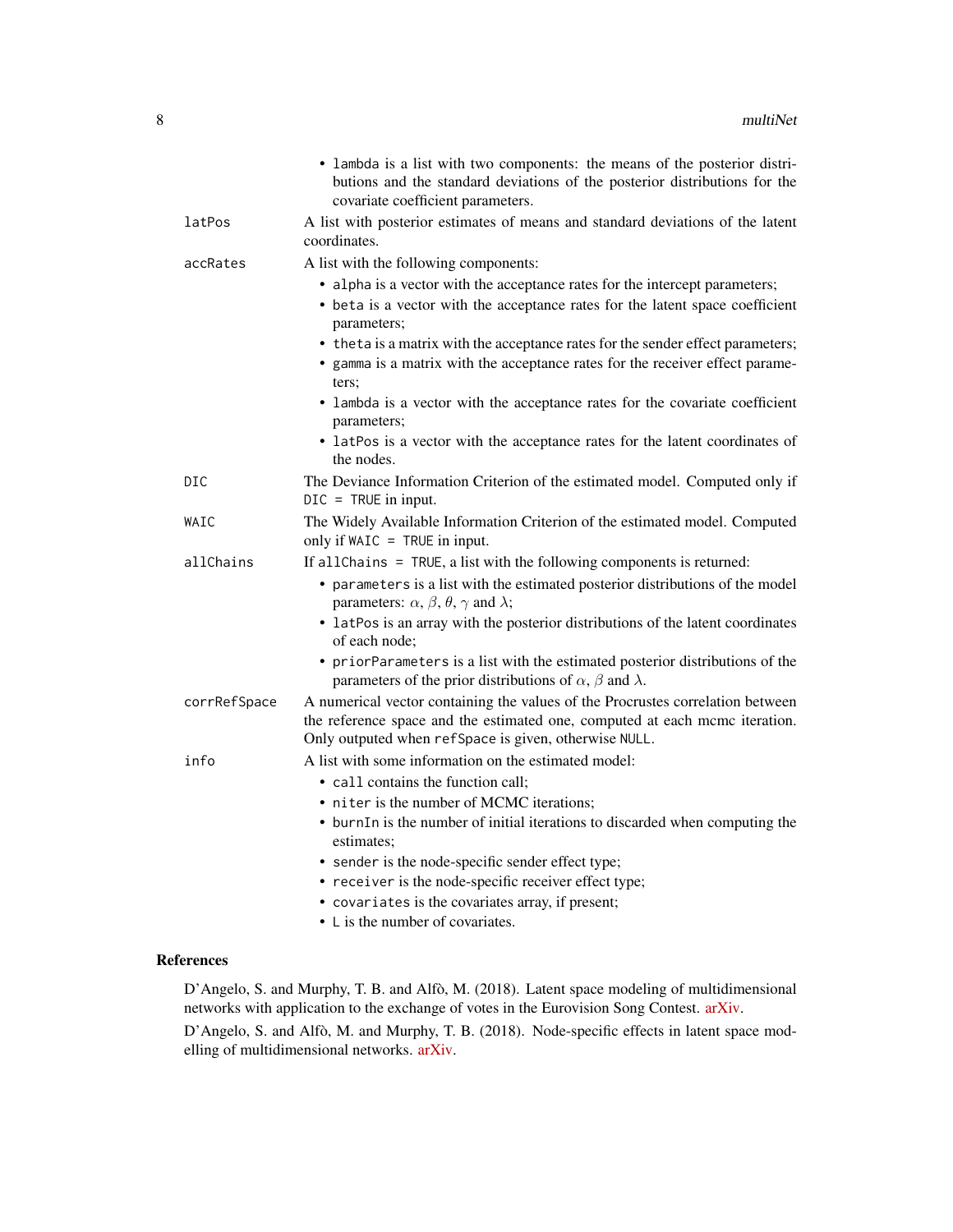- `lambda` is a list with two components: the means of the posterior distributions and the standard deviations of the posterior distributions for the covariate coefficient parameters.

**latPos** A list with posterior estimates of means and standard deviations of the latent coordinates.

**accRates** A list with the following components:

- `alpha` is a vector with the acceptance rates for the intercept parameters;
- `beta` is a vector with the acceptance rates for the latent space coefficient parameters;
- `theta` is a matrix with the acceptance rates for the sender effect parameters;
- `gamma` is a matrix with the acceptance rates for the receiver effect parameters;
- `lambda` is a vector with the acceptance rates for the covariate coefficient parameters;
- `latPos` is a vector with the acceptance rates for the latent coordinates of the nodes.

**DIC** The Deviance Information Criterion of the estimated model. Computed only if `DIC = TRUE` in input.

**WAIC** The Widely Available Information Criterion of the estimated model. Computed only if `WAIC = TRUE` in input.

**allChains** If `allChains = TRUE`, a list with the following components is returned:

- `parameters` is a list with the estimated posterior distributions of the model parameters: $\alpha$, $\beta$, $\theta$, $\gamma$ and $\lambda$;
- `latPos` is an array with the posterior distributions of the latent coordinates of each node;
- `priorParameters` is a list with the estimated posterior distributions of the parameters of the prior distributions of $\alpha$, $\beta$ and $\lambda$.

**corrRefSpace** A numerical vector containing the values of the Procrustes correlation between the reference space and the estimated one, computed at each mcmc iteration. Only outputed when `refSpace` is given, otherwise `NULL`.

**info** A list with some information on the estimated model:

- `call` contains the function call;
- `niter` is the number of MCMC iterations;
- `burnIn` is the number of initial iterations to discarded when computing the estimates;
- `sender` is the node-specific sender effect type;
- `receiver` is the node-specific receiver effect type;
- `covariates` is the covariates array, if present;
- `L` is the number of covariates.

## References

D'Angelo, S. and Murphy, T. B. and Alfò, M. (2018). Latent space modeling of multidimensional networks with application to the exchange of votes in the Eurovision Song Contest. arXiv.

D'Angelo, S. and Alfò, M. and Murphy, T. B. (2018). Node-specific effects in latent space modelling of multidimensional networks. arXiv.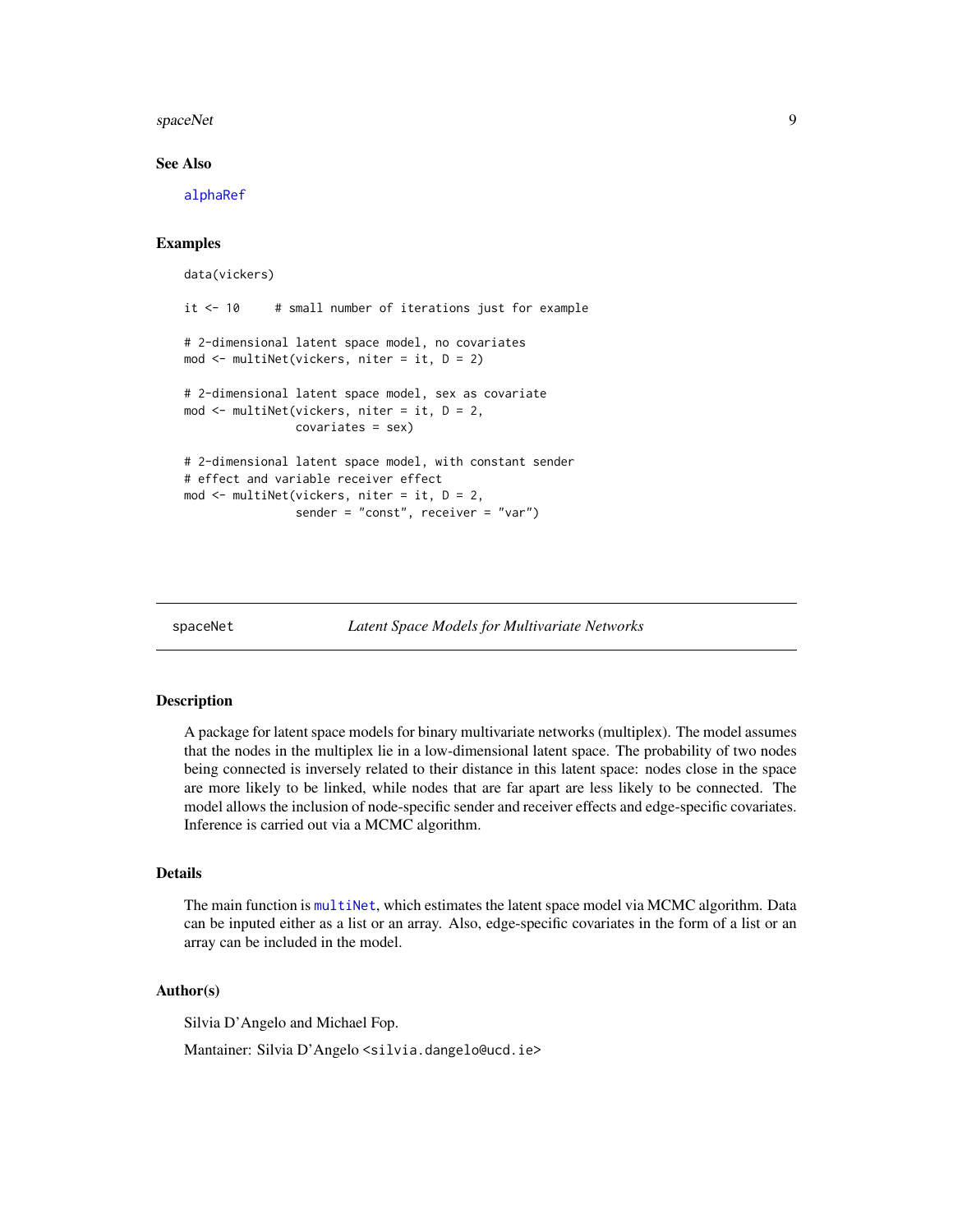### See Also

alphaRef

### Examples

```
data(vickers)

it <- 10     # small number of iterations just for example

# 2-dimensional latent space model, no covariates
mod <- multiNet(vickers, niter = it, D = 2)

# 2-dimensional latent space model, sex as covariate
mod <- multiNet(vickers, niter = it, D = 2,
                covariates = sex)

# 2-dimensional latent space model, with constant sender
# effect and variable receiver effect
mod <- multiNet(vickers, niter = it, D = 2,
                sender = "const", receiver = "var")
```

---

## spaceNet — *Latent Space Models for Multivariate Networks*

---

### Description

A package for latent space models for binary multivariate networks (multiplex). The model assumes that the nodes in the multiplex lie in a low-dimensional latent space. The probability of two nodes being connected is inversely related to their distance in this latent space: nodes close in the space are more likely to be linked, while nodes that are far apart are less likely to be connected. The model allows the inclusion of node-specific sender and receiver effects and edge-specific covariates. Inference is carried out via a MCMC algorithm.

### Details

The main function is multiNet, which estimates the latent space model via MCMC algorithm. Data can be inputed either as a list or an array. Also, edge-specific covariates in the form of a list or an array can be included in the model.

### Author(s)

Silvia D'Angelo and Michael Fop.

Mantainer: Silvia D'Angelo <silvia.dangelo@ucd.ie>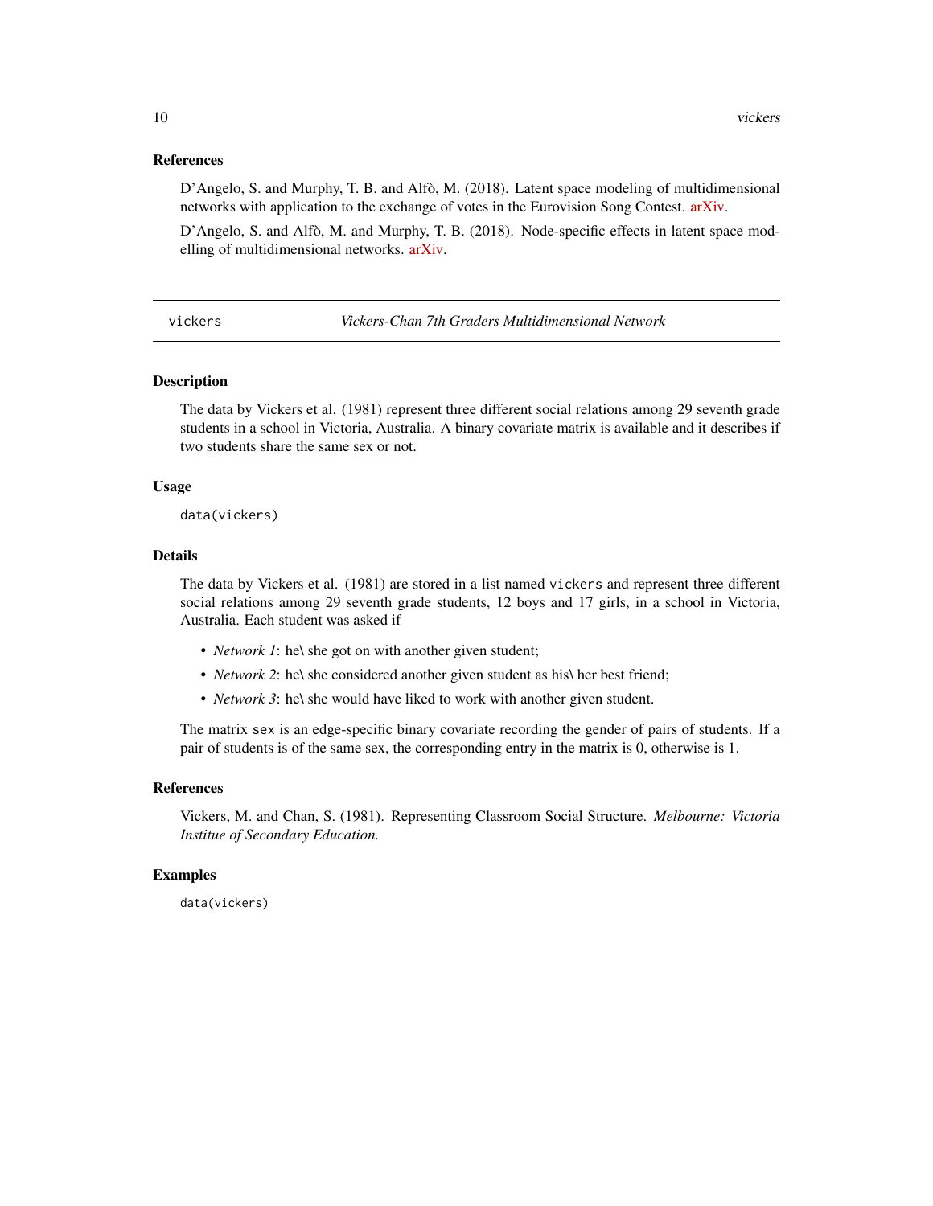## References

D'Angelo, S. and Murphy, T. B. and Alfò, M. (2018). Latent space modeling of multidimensional networks with application to the exchange of votes in the Eurovision Song Contest. arXiv.

D'Angelo, S. and Alfò, M. and Murphy, T. B. (2018). Node-specific effects in latent space modelling of multidimensional networks. arXiv.

---

# vickers — *Vickers-Chan 7th Graders Multidimensional Network*

## Description

The data by Vickers et al. (1981) represent three different social relations among 29 seventh grade students in a school in Victoria, Australia. A binary covariate matrix is available and it describes if two students share the same sex or not.

## Usage

```
data(vickers)
```

## Details

The data by Vickers et al. (1981) are stored in a list named `vickers` and represent three different social relations among 29 seventh grade students, 12 boys and 17 girls, in a school in Victoria, Australia. Each student was asked if

- *Network 1*: he\ she got on with another given student;
- *Network 2*: he\ she considered another given student as his\ her best friend;
- *Network 3*: he\ she would have liked to work with another given student.

The matrix `sex` is an edge-specific binary covariate recording the gender of pairs of students. If a pair of students is of the same sex, the corresponding entry in the matrix is 0, otherwise is 1.

## References

Vickers, M. and Chan, S. (1981). Representing Classroom Social Structure. *Melbourne: Victoria Institue of Secondary Education.*

## Examples

```
data(vickers)
```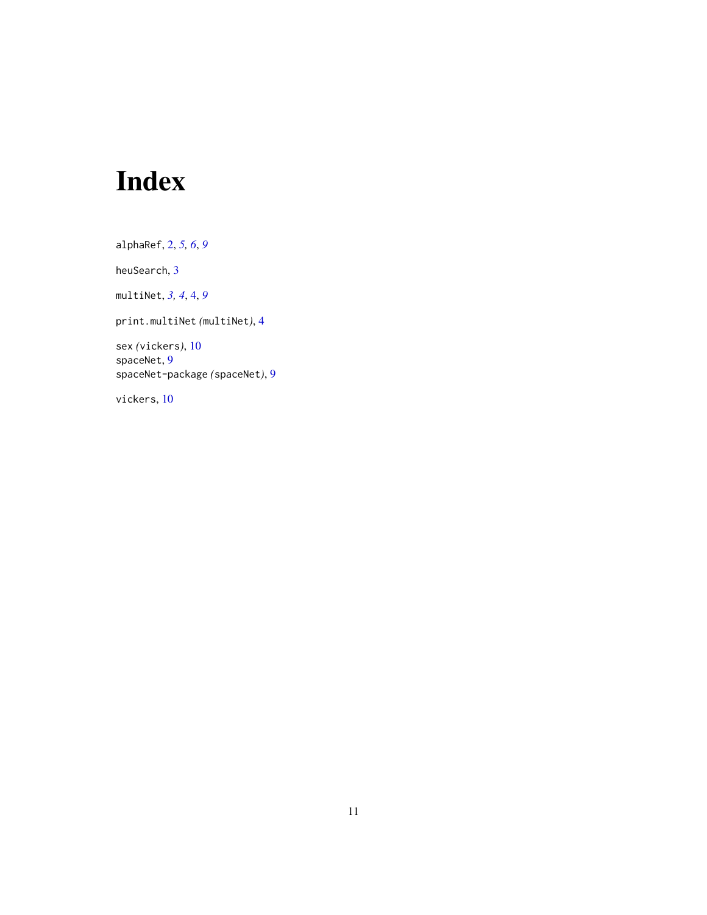# Index

alphaRef, 2, *5, 6*, *9*

heuSearch, 3

multiNet, *3, 4*, 4, *9*

print.multiNet *(*multiNet*)*, 4

sex *(*vickers*)*, 10
spaceNet, 9
spaceNet-package *(*spaceNet*)*, 9

vickers, 10